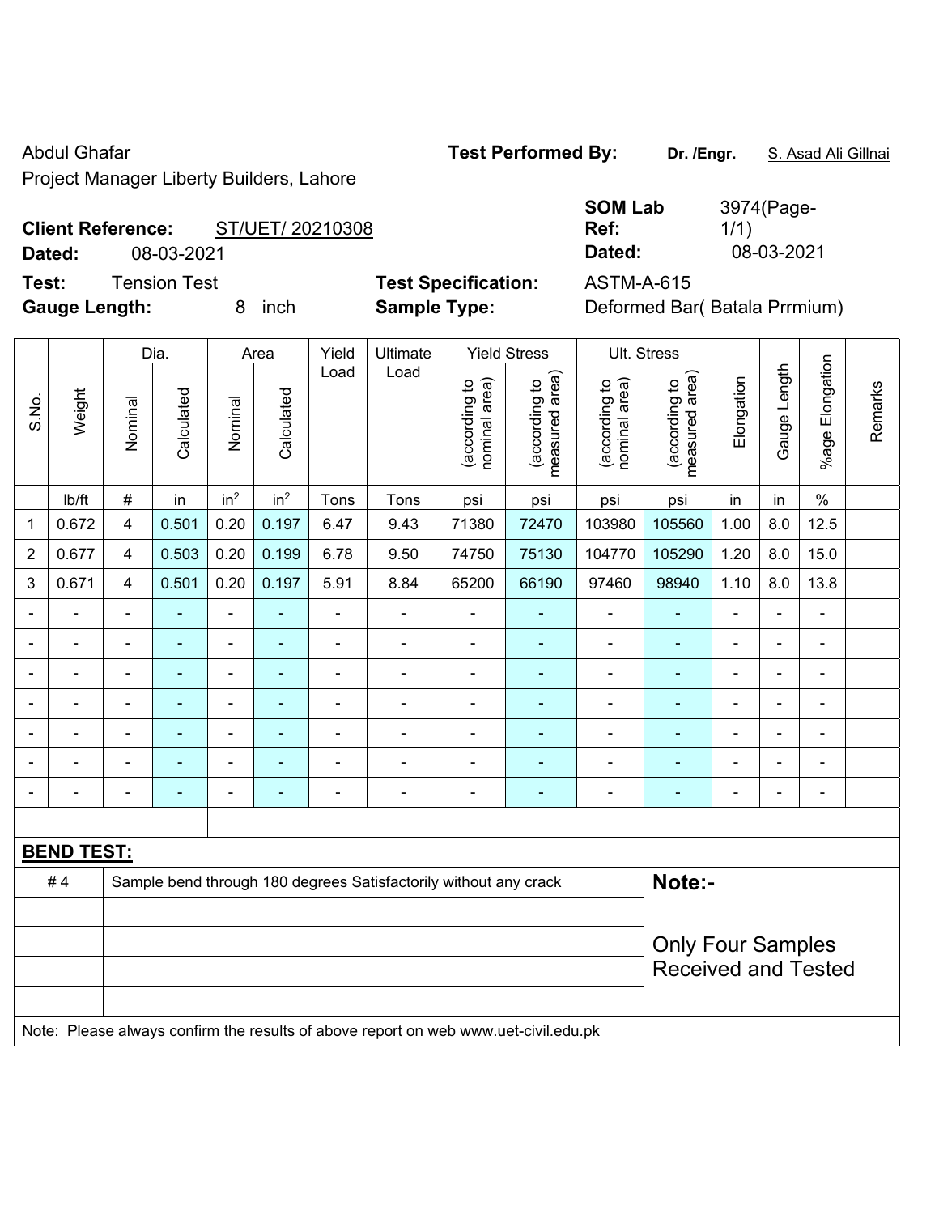Abdul Ghafar

Project Manager Liberty Builders, Lahore

**Test Performed By:** **Dr. /Engr.** S. Asad Ali Gillnai

**Client Reference:** ST/UET/ 20210308

**Dated:** 08-03-2021

**SOM Lab Ref:** 3974(Page-1/1)

**Dated:** 08-03-2021

**Test:** Tension Test

**Gauge Length:** 8 inch

**Test Specification:** ASTM-A-615

**Sample Type:** Deformed Bar( Batala Prrmium)

| S.No. | Weight | Dia. | | Area | | Yield Load | Ultimate Load | Yield Stress | | Ult. Stress | | Elongation | Gauge Length | %age Elongation | Remarks |
|---|---|---|---|---|---|---|---|---|---|---|---|---|---|---|---|
| | | Nominal | Calculated | Nominal | Calculated | | | (according to nominal area) | (according to measured area) | (according to nominal area) | (according to measured area) | | | | |
| | lb/ft | # | in | $in^2$ | $in^2$ | Tons | Tons | psi | psi | psi | psi | in | in | % | |
| 1 | 0.672 | 4 | 0.501 | 0.20 | 0.197 | 6.47 | 9.43 | 71380 | 72470 | 103980 | 105560 | 1.00 | 8.0 | 12.5 | |
| 2 | 0.677 | 4 | 0.503 | 0.20 | 0.199 | 6.78 | 9.50 | 74750 | 75130 | 104770 | 105290 | 1.20 | 8.0 | 15.0 | |
| 3 | 0.671 | 4 | 0.501 | 0.20 | 0.197 | 5.91 | 8.84 | 65200 | 66190 | 97460 | 98940 | 1.10 | 8.0 | 13.8 | |
| - | - | - | - | - | - | - | - | - | - | - | - | - | - | - | |
| - | - | - | - | - | - | - | - | - | - | - | - | - | - | - | |
| - | - | - | - | - | - | - | - | - | - | - | - | - | - | - | |
| - | - | - | - | - | - | - | - | - | - | - | - | - | - | - | |
| - | - | - | - | - | - | - | - | - | - | - | - | - | - | - | |
| - | - | - | - | - | - | - | - | - | - | - | - | - | - | - | |
| - | - | - | - | - | - | - | - | - | - | - | - | - | - | - | |

**BEND TEST:**

| | |
|---|---|
| # 4 | Sample bend through 180 degrees Satisfactorily without any crack |

**Note:-**

Only Four Samples Received and Tested

Note: Please always confirm the results of above report on web www.uet-civil.edu.pk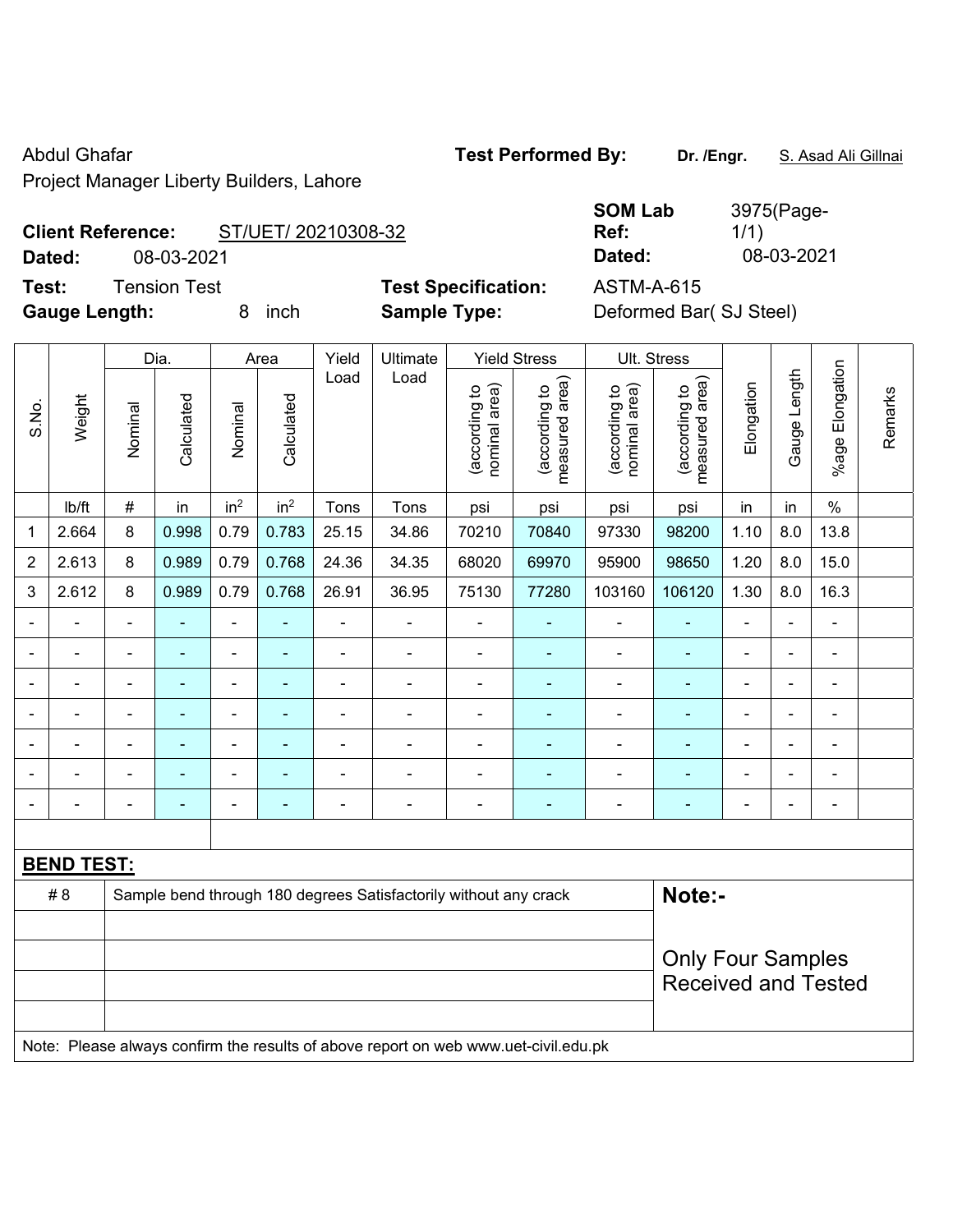Abdul Ghafar

Project Manager Liberty Builders, Lahore

**Test Performed By:** **Dr. /Engr.** S. Asad Ali Gillnai

**Client Reference:** ST/UET/ 20210308-32

**Dated:** 08-03-2021

**SOM Lab Ref:** 3975(Page-1/1)

**Dated:** 08-03-2021

**Test:** Tension Test

**Gauge Length:** 8 inch

**Test Specification:** ASTM-A-615

**Sample Type:** Deformed Bar( SJ Steel)

| S.No. | Weight | Dia. | | Area | | Yield Load | Ultimate Load | Yield Stress | | Ult. Stress | | Elongation | Gauge Length | %age Elongation | Remarks |
|---|---|---|---|---|---|---|---|---|---|---|---|---|---|---|---|
| | | Nominal | Calculated | Nominal | Calculated | | | (according to nominal area) | (according to measured area) | (according to nominal area) | (according to measured area) | | | | |
| | lb/ft | # | in | $in^2$ | $in^2$ | Tons | Tons | psi | psi | psi | psi | in | in | % | |
| 1 | 2.664 | 8 | 0.998 | 0.79 | 0.783 | 25.15 | 34.86 | 70210 | 70840 | 97330 | 98200 | 1.10 | 8.0 | 13.8 | |
| 2 | 2.613 | 8 | 0.989 | 0.79 | 0.768 | 24.36 | 34.35 | 68020 | 69970 | 95900 | 98650 | 1.20 | 8.0 | 15.0 | |
| 3 | 2.612 | 8 | 0.989 | 0.79 | 0.768 | 26.91 | 36.95 | 75130 | 77280 | 103160 | 106120 | 1.30 | 8.0 | 16.3 | |
| - | - | - | - | - | - | - | - | - | - | - | - | - | - | - | |
| - | - | - | - | - | - | - | - | - | - | - | - | - | - | - | |
| - | - | - | - | - | - | - | - | - | - | - | - | - | - | - | |
| - | - | - | - | - | - | - | - | - | - | - | - | - | - | - | |
| - | - | - | - | - | - | - | - | - | - | - | - | - | - | - | |
| - | - | - | - | - | - | - | - | - | - | - | - | - | - | - | |
| - | - | - | - | - | - | - | - | - | - | - | - | - | - | - | |

**BEND TEST:**

| | | |
|---|---|---|
| # 8 | Sample bend through 180 degrees Satisfactorily without any crack | **Note:-** |
| | | Only Four Samples Received and Tested |
| | | |
| | | |
| | | |

Note: Please always confirm the results of above report on web www.uet-civil.edu.pk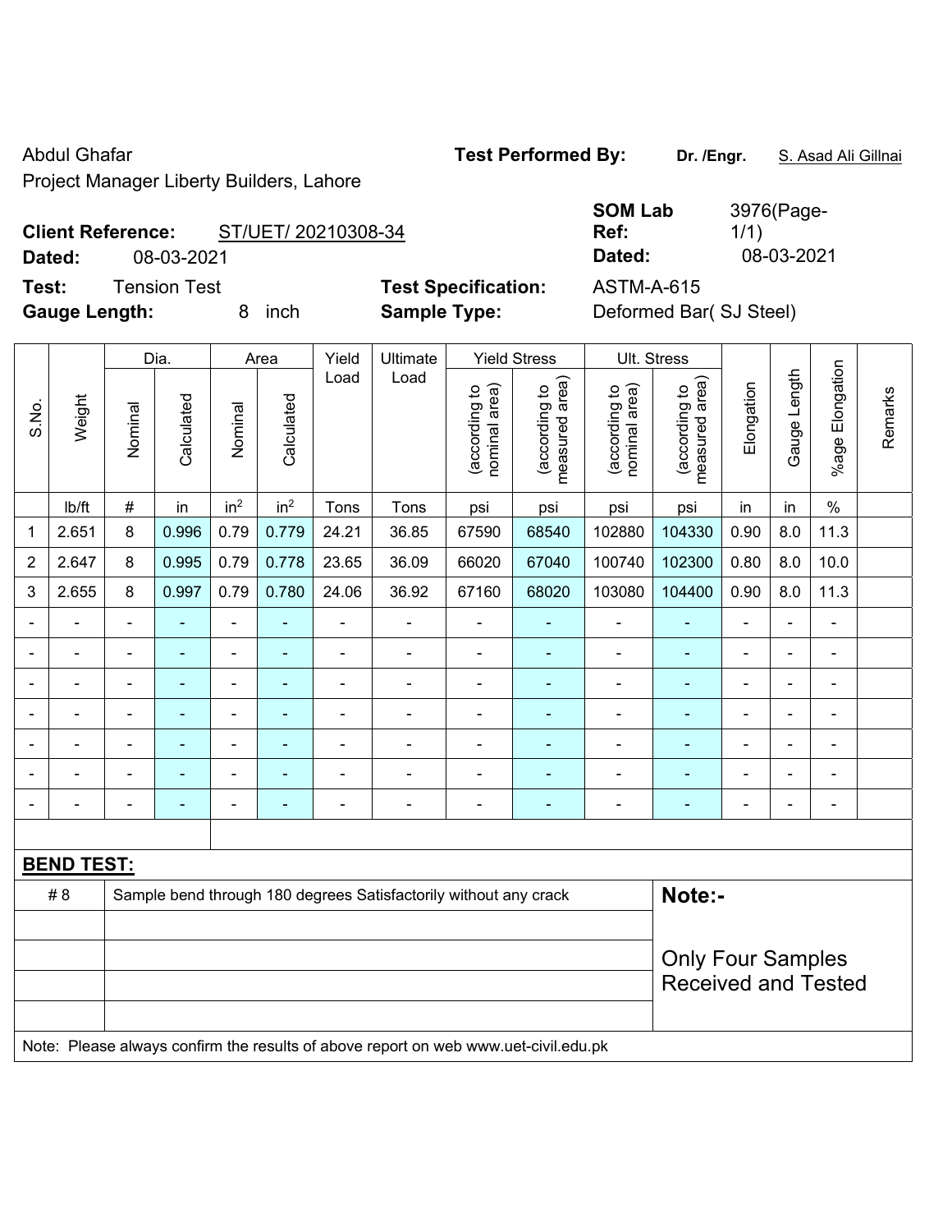Abdul Ghafar

Project Manager Liberty Builders, Lahore

**Test Performed By:** **Dr. /Engr.** S. Asad Ali Gillnai

**Client Reference:** ST/UET/ 20210308-34

**Dated:** 08-03-2021

**SOM Lab Ref:** 3976(Page-1/1)

**Dated:** 08-03-2021

**Test:** Tension Test

**Gauge Length:** 8 inch

**Test Specification:** ASTM-A-615

**Sample Type:** Deformed Bar( SJ Steel)

| S.No. | Weight | Dia. | | Area | | Yield Load | Ultimate Load | Yield Stress | | Ult. Stress | | Elongation | Gauge Length | %age Elongation | Remarks |
|---|---|---|---|---|---|---|---|---|---|---|---|---|---|---|---|
| | | Nominal | Calculated | Nominal | Calculated | | | (according to nominal area) | (according to measured area) | (according to nominal area) | (according to measured area) | | | | |
| | lb/ft | # | in | $in^2$ | $in^2$ | Tons | Tons | psi | psi | psi | psi | in | in | % | |
| 1 | 2.651 | 8 | 0.996 | 0.79 | 0.779 | 24.21 | 36.85 | 67590 | 68540 | 102880 | 104330 | 0.90 | 8.0 | 11.3 | |
| 2 | 2.647 | 8 | 0.995 | 0.79 | 0.778 | 23.65 | 36.09 | 66020 | 67040 | 100740 | 102300 | 0.80 | 8.0 | 10.0 | |
| 3 | 2.655 | 8 | 0.997 | 0.79 | 0.780 | 24.06 | 36.92 | 67160 | 68020 | 103080 | 104400 | 0.90 | 8.0 | 11.3 | |
| - | - | - | - | - | - | - | - | - | - | - | - | - | - | - | |
| - | - | - | - | - | - | - | - | - | - | - | - | - | - | - | |
| - | - | - | - | - | - | - | - | - | - | - | - | - | - | - | |
| - | - | - | - | - | - | - | - | - | - | - | - | - | - | - | |
| - | - | - | - | - | - | - | - | - | - | - | - | - | - | - | |
| - | - | - | - | - | - | - | - | - | - | - | - | - | - | - | |
| - | - | - | - | - | - | - | - | - | - | - | - | - | - | - | |

**BEND TEST:**

| | | |
|---|---|---|
| # 8 | Sample bend through 180 degrees Satisfactorily without any crack | **Note:-** |
| | | Only Four Samples Received and Tested |

Note: Please always confirm the results of above report on web www.uet-civil.edu.pk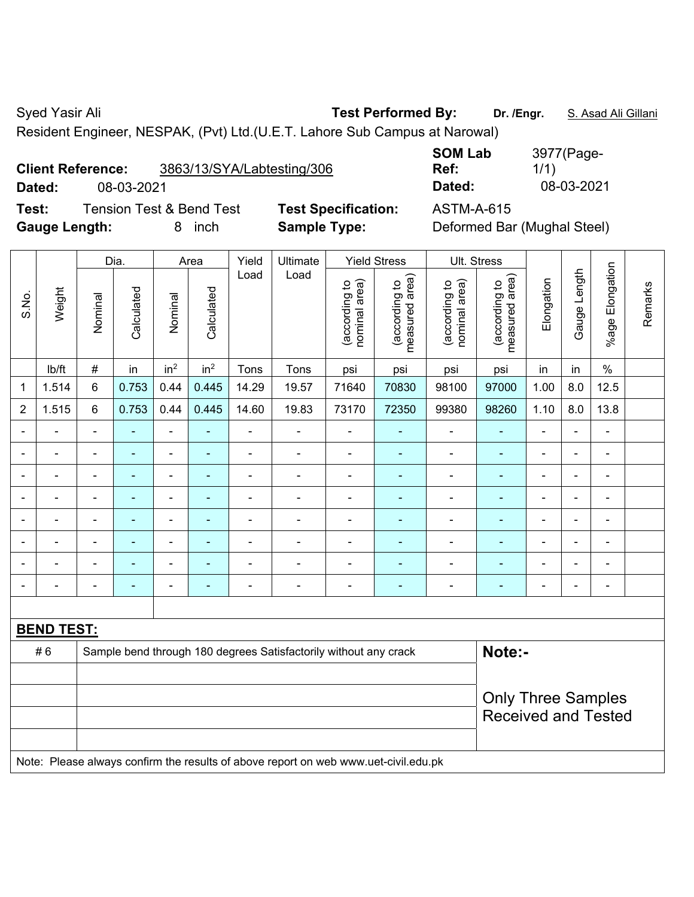Syed Yasir Ali

Resident Engineer, NESPAK, (Pvt) Ltd.(U.E.T. Lahore Sub Campus at Narowal)

**Test Performed By:** **Dr. /Engr.** S. Asad Ali Gillani

**Client Reference:** 3863/13/SYA/Labtesting/306

**Dated:** 08-03-2021

**SOM Lab Ref:** 3977(Page-1/1)

**Dated:** 08-03-2021

**Test:** Tension Test & Bend Test

**Test Specification:** ASTM-A-615

**Gauge Length:** 8 inch

**Sample Type:** Deformed Bar (Mughal Steel)

| S.No. | Weight | Dia. | | Area | | Yield Load | Ultimate Load | Yield Stress | | Ult. Stress | | Elongation | Gauge Length | %age Elongation | Remarks |
|---|---|---|---|---|---|---|---|---|---|---|---|---|---|---|---|
| | | Nominal | Calculated | Nominal | Calculated | | | (according to nominal area) | (according to measured area) | (according to nominal area) | (according to measured area) | | | | |
| | lb/ft | # | in | in² | in² | Tons | Tons | psi | psi | psi | psi | in | in | % | |
| 1 | 1.514 | 6 | 0.753 | 0.44 | 0.445 | 14.29 | 19.57 | 71640 | 70830 | 98100 | 97000 | 1.00 | 8.0 | 12.5 | |
| 2 | 1.515 | 6 | 0.753 | 0.44 | 0.445 | 14.60 | 19.83 | 73170 | 72350 | 99380 | 98260 | 1.10 | 8.0 | 13.8 | |
| - | - | - | - | - | - | - | - | - | - | - | - | - | - | - | |
| - | - | - | - | - | - | - | - | - | - | - | - | - | - | - | |
| - | - | - | - | - | - | - | - | - | - | - | - | - | - | - | |
| - | - | - | - | - | - | - | - | - | - | - | - | - | - | - | |
| - | - | - | - | - | - | - | - | - | - | - | - | - | - | - | |
| - | - | - | - | - | - | - | - | - | - | - | - | - | - | - | |
| - | - | - | - | - | - | - | - | - | - | - | - | - | - | - | |
| - | - | - | - | - | - | - | - | - | - | - | - | - | - | - | |

**BEND TEST:**

| | | |
|---|---|---|
| # 6 | Sample bend through 180 degrees Satisfactorily without any crack | **Note:-** |
| | | Only Three Samples Received and Tested |

Note: Please always confirm the results of above report on web www.uet-civil.edu.pk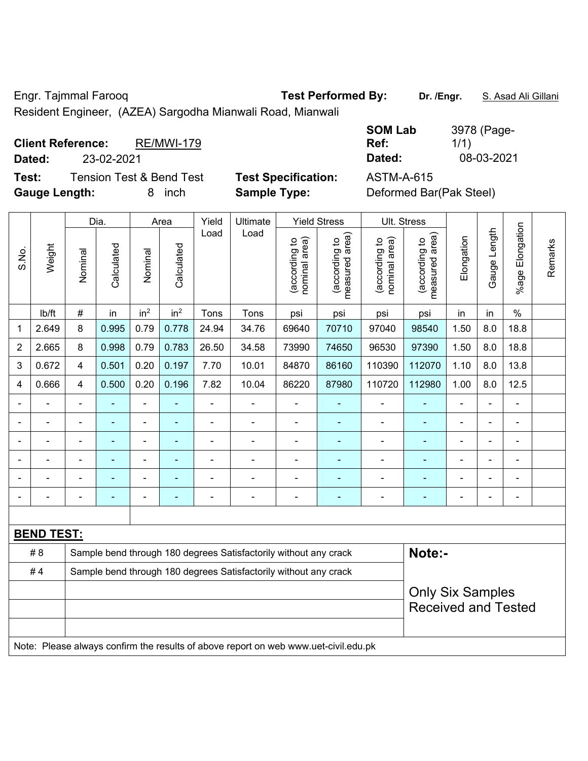Engr. Tajmmal Farooq

Resident Engineer, (AZEA) Sargodha Mianwali Road, Mianwali

**Test Performed By:** **Dr. /Engr.** S. Asad Ali Gillani

**Client Reference:** RE/MWI-179

**Dated:** 23-02-2021

**SOM Lab Ref:** 3978 (Page-1/1)

**Dated:** 08-03-2021

**Test:** Tension Test & Bend Test

**Gauge Length:** 8 inch

**Test Specification:** ASTM-A-615

**Sample Type:** Deformed Bar(Pak Steel)

| S.No. | Weight | Dia. | | Area | | Yield Load | Ultimate Load | Yield Stress | | Ult. Stress | | Elongation | Gauge Length | %age Elongation | Remarks |
|---|---|---|---|---|---|---|---|---|---|---|---|---|---|---|---|
| | | Nominal | Calculated | Nominal | Calculated | | | (according to nominal area) | (according to measured area) | (according to nominal area) | (according to measured area) | | | | |
| | lb/ft | # | in | in² | in² | Tons | Tons | psi | psi | psi | psi | in | in | % | |
| 1 | 2.649 | 8 | 0.995 | 0.79 | 0.778 | 24.94 | 34.76 | 69640 | 70710 | 97040 | 98540 | 1.50 | 8.0 | 18.8 | |
| 2 | 2.665 | 8 | 0.998 | 0.79 | 0.783 | 26.50 | 34.58 | 73990 | 74650 | 96530 | 97390 | 1.50 | 8.0 | 18.8 | |
| 3 | 0.672 | 4 | 0.501 | 0.20 | 0.197 | 7.70 | 10.01 | 84870 | 86160 | 110390 | 112070 | 1.10 | 8.0 | 13.8 | |
| 4 | 0.666 | 4 | 0.500 | 0.20 | 0.196 | 7.82 | 10.04 | 86220 | 87980 | 110720 | 112980 | 1.00 | 8.0 | 12.5 | |
| - | - | - | - | - | - | - | - | - | - | - | - | - | - | - | |
| - | - | - | - | - | - | - | - | - | - | - | - | - | - | - | |
| - | - | - | - | - | - | - | - | - | - | - | - | - | - | - | |
| - | - | - | - | - | - | - | - | - | - | - | - | - | - | - | |
| - | - | - | - | - | - | - | - | - | - | - | - | - | - | - | |
| - | - | - | - | - | - | - | - | - | - | - | - | - | - | - | |

**BEND TEST:**

| | | |
|---|---|---|
| # 8 | Sample bend through 180 degrees Satisfactorily without any crack | **Note:-** |
| # 4 | Sample bend through 180 degrees Satisfactorily without any crack | Only Six Samples Received and Tested |
| | | |
| | | |
| | | |

Note: Please always confirm the results of above report on web www.uet-civil.edu.pk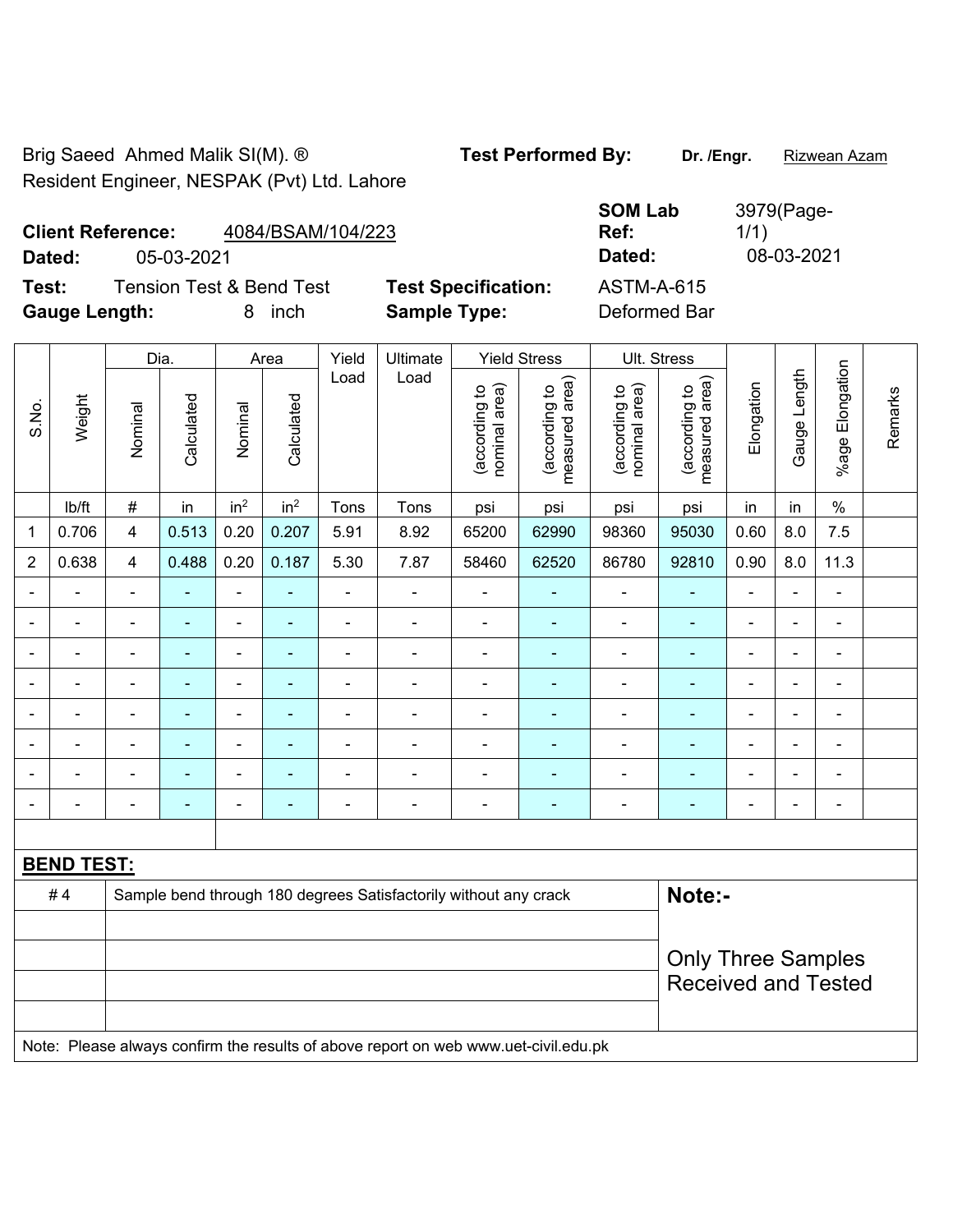Brig Saeed Ahmed Malik SI(M). ®
Resident Engineer, NESPAK (Pvt) Ltd. Lahore

**Test Performed By:** **Dr. /Engr.** Rizwean Azam

**Client Reference:** 4084/BSAM/104/223
**Dated:** 05-03-2021

**SOM Lab Ref:** 3979(Page-1/1)
**Dated:** 08-03-2021

**Test:** Tension Test & Bend Test
**Gauge Length:** 8 inch

**Test Specification:** ASTM-A-615
**Sample Type:** Deformed Bar

| S.No. | Weight | Dia. | | Area | | Yield Load | Ultimate Load | Yield Stress | | Ult. Stress | | Elongation | Gauge Length | %age Elongation | Remarks |
|---|---|---|---|---|---|---|---|---|---|---|---|---|---|---|---|
| | | Nominal | Calculated | Nominal | Calculated | | | (according to nominal area) | (according to measured area) | (according to nominal area) | (according to measured area) | | | | |
| | lb/ft | # | in | $in^2$ | $in^2$ | Tons | Tons | psi | psi | psi | psi | in | in | % | |
| 1 | 0.706 | 4 | 0.513 | 0.20 | 0.207 | 5.91 | 8.92 | 65200 | 62990 | 98360 | 95030 | 0.60 | 8.0 | 7.5 | |
| 2 | 0.638 | 4 | 0.488 | 0.20 | 0.187 | 5.30 | 7.87 | 58460 | 62520 | 86780 | 92810 | 0.90 | 8.0 | 11.3 | |
| - | - | - | - | - | - | - | - | - | - | - | - | - | - | - | |
| - | - | - | - | - | - | - | - | - | - | - | - | - | - | - | |
| - | - | - | - | - | - | - | - | - | - | - | - | - | - | - | |
| - | - | - | - | - | - | - | - | - | - | - | - | - | - | - | |
| - | - | - | - | - | - | - | - | - | - | - | - | - | - | - | |
| - | - | - | - | - | - | - | - | - | - | - | - | - | - | - | |
| - | - | - | - | - | - | - | - | - | - | - | - | - | - | - | |
| - | - | - | - | - | - | - | - | - | - | - | - | - | - | - | |

**BEND TEST:**

| | | |
|---|---|---|
| # 4 | Sample bend through 180 degrees Satisfactorily without any crack | **Note:-** Only Three Samples Received and Tested |

Note: Please always confirm the results of above report on web www.uet-civil.edu.pk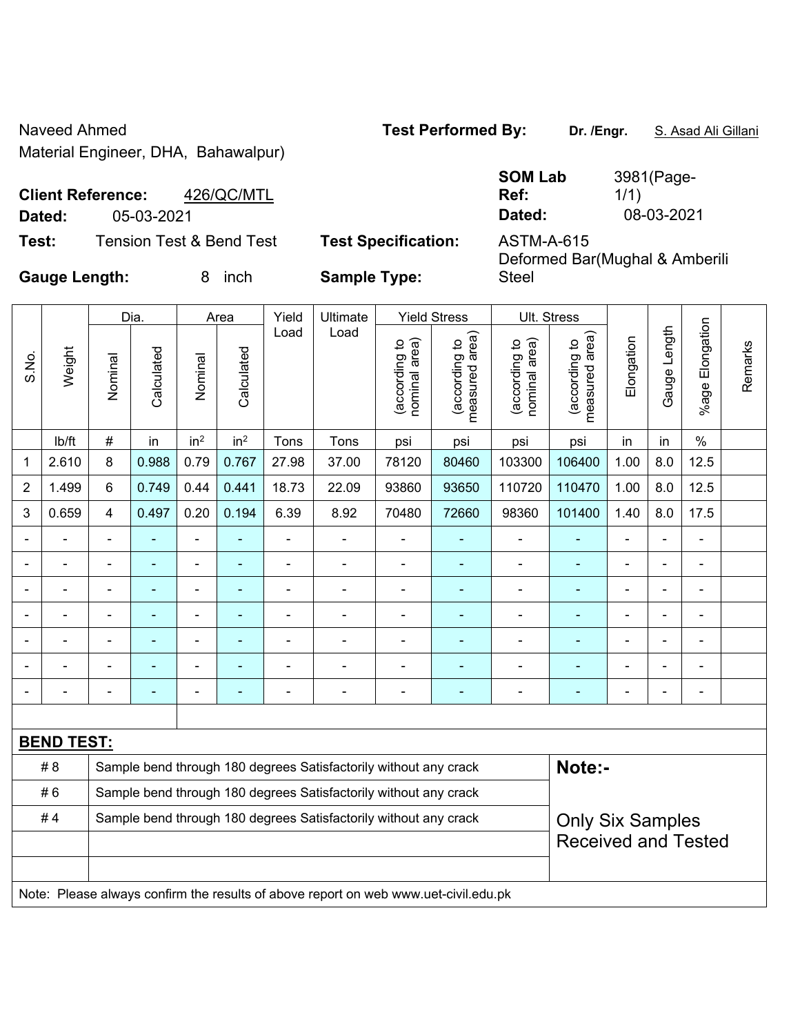Naveed Ahmed
Material Engineer, DHA, Bahawalpur)

**Test Performed By:** **Dr. /Engr.** S. Asad Ali Gillani

**Client Reference:** 426/QC/MTL
**Dated:** 05-03-2021

**SOM Lab Ref:** 3981(Page-1/1)
**Dated:** 08-03-2021

**Test:** Tension Test & Bend Test
**Test Specification:** ASTM-A-615

**Gauge Length:** 8 inch
**Sample Type:** Deformed Bar(Mughal & Amberili Steel

| S.No. | Weight | Dia. | | Area | | Yield Load | Ultimate Load | Yield Stress | | Ult. Stress | | Elongation | Gauge Length | %age Elongation | Remarks |
|---|---|---|---|---|---|---|---|---|---|---|---|---|---|---|---|
| | | Nominal | Calculated | Nominal | Calculated | | | (according to nominal area) | (according to measured area) | (according to nominal area) | (according to measured area) | | | | |
| | lb/ft | # | in | $in^2$ | $in^2$ | Tons | Tons | psi | psi | psi | psi | in | in | % | |
| 1 | 2.610 | 8 | 0.988 | 0.79 | 0.767 | 27.98 | 37.00 | 78120 | 80460 | 103300 | 106400 | 1.00 | 8.0 | 12.5 | |
| 2 | 1.499 | 6 | 0.749 | 0.44 | 0.441 | 18.73 | 22.09 | 93860 | 93650 | 110720 | 110470 | 1.00 | 8.0 | 12.5 | |
| 3 | 0.659 | 4 | 0.497 | 0.20 | 0.194 | 6.39 | 8.92 | 70480 | 72660 | 98360 | 101400 | 1.40 | 8.0 | 17.5 | |
| - | - | - | - | - | - | - | - | - | - | - | - | - | - | - | |
| - | - | - | - | - | - | - | - | - | - | - | - | - | - | - | |
| - | - | - | - | - | - | - | - | - | - | - | - | - | - | - | |
| - | - | - | - | - | - | - | - | - | - | - | - | - | - | - | |
| - | - | - | - | - | - | - | - | - | - | - | - | - | - | - | |
| - | - | - | - | - | - | - | - | - | - | - | - | - | - | - | |
| - | - | - | - | - | - | - | - | - | - | - | - | - | - | - | |

**BEND TEST:**

| | | |
|---|---|---|
| # 8 | Sample bend through 180 degrees Satisfactorily without any crack | **Note:-** |
| # 6 | Sample bend through 180 degrees Satisfactorily without any crack | |
| # 4 | Sample bend through 180 degrees Satisfactorily without any crack | Only Six Samples Received and Tested |

Note: Please always confirm the results of above report on web www.uet-civil.edu.pk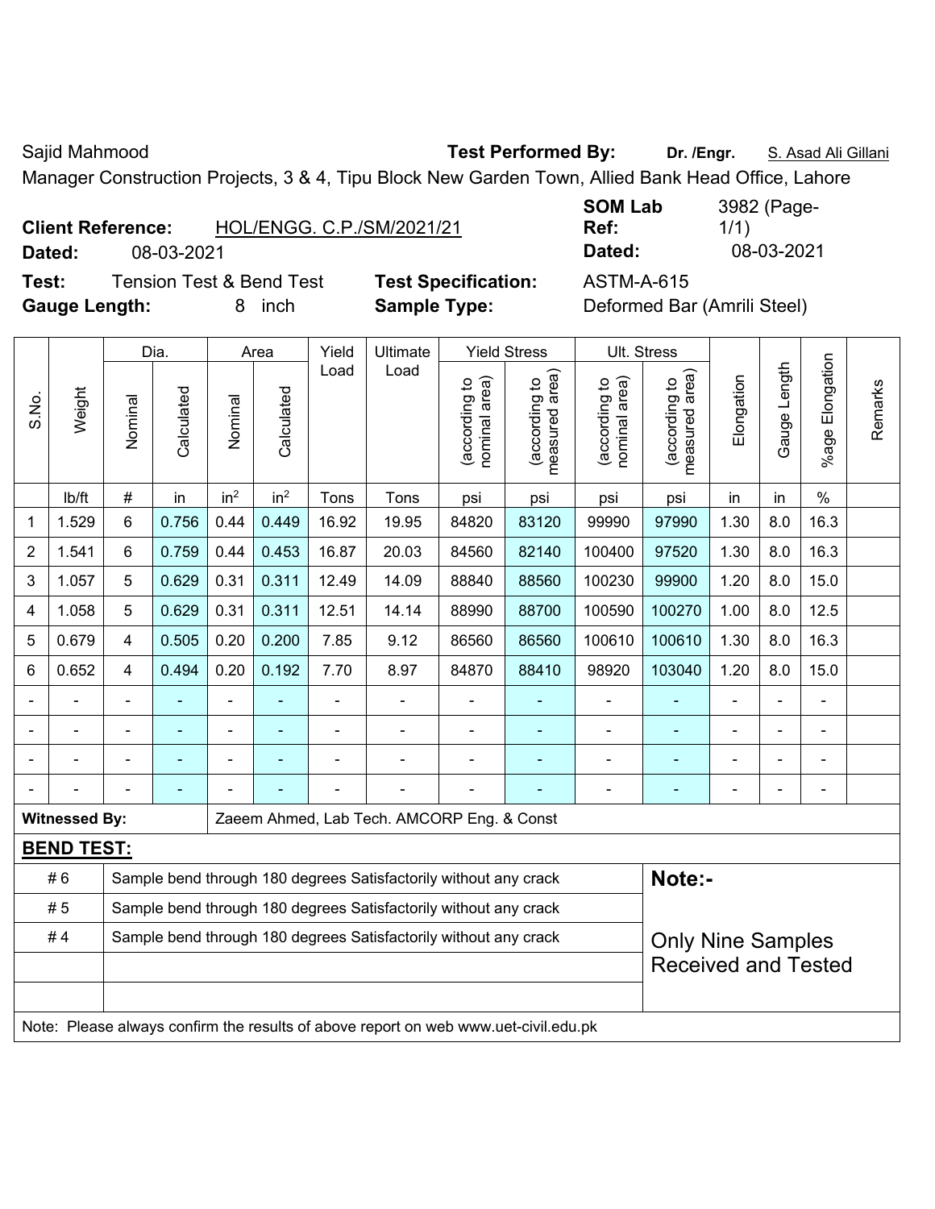Sajid Mahmood **Test Performed By:** **Dr. /Engr.** S. Asad Ali Gillani

Manager Construction Projects, 3 & 4, Tipu Block New Garden Town, Allied Bank Head Office, Lahore

**Client Reference:** HOL/ENGG. C.P./SM/2021/21 **SOM Lab Ref:** 3982 (Page-1/1)

**Dated:** 08-03-2021 **Dated:** 08-03-2021

**Test:** Tension Test & Bend Test **Test Specification:** ASTM-A-615

**Gauge Length:** 8 inch **Sample Type:** Deformed Bar (Amrili Steel)

| S.No. | Weight | Dia. | | Area | | Yield Load | Ultimate Load | Yield Stress | | Ult. Stress | | Elongation | Gauge Length | %age Elongation | Remarks |
|---|---|---|---|---|---|---|---|---|---|---|---|---|---|---|---|
| | | Nominal | Calculated | Nominal | Calculated | | | (according to nominal area) | (according to measured area) | (according to nominal area) | (according to measured area) | | | | |
| | lb/ft | # | in | $in^2$ | $in^2$ | Tons | Tons | psi | psi | psi | psi | in | in | % | |
| 1 | 1.529 | 6 | 0.756 | 0.44 | 0.449 | 16.92 | 19.95 | 84820 | 83120 | 99990 | 97990 | 1.30 | 8.0 | 16.3 | |
| 2 | 1.541 | 6 | 0.759 | 0.44 | 0.453 | 16.87 | 20.03 | 84560 | 82140 | 100400 | 97520 | 1.30 | 8.0 | 16.3 | |
| 3 | 1.057 | 5 | 0.629 | 0.31 | 0.311 | 12.49 | 14.09 | 88840 | 88560 | 100230 | 99900 | 1.20 | 8.0 | 15.0 | |
| 4 | 1.058 | 5 | 0.629 | 0.31 | 0.311 | 12.51 | 14.14 | 88990 | 88700 | 100590 | 100270 | 1.00 | 8.0 | 12.5 | |
| 5 | 0.679 | 4 | 0.505 | 0.20 | 0.200 | 7.85 | 9.12 | 86560 | 86560 | 100610 | 100610 | 1.30 | 8.0 | 16.3 | |
| 6 | 0.652 | 4 | 0.494 | 0.20 | 0.192 | 7.70 | 8.97 | 84870 | 88410 | 98920 | 103040 | 1.20 | 8.0 | 15.0 | |
| - | - | - | - | - | - | - | - | - | - | - | - | - | - | - | |
| - | - | - | - | - | - | - | - | - | - | - | - | - | - | - | |
| - | - | - | - | - | - | - | - | - | - | - | - | - | - | - | |
| - | - | - | - | - | - | - | - | - | - | - | - | - | - | - | |

**Witnessed By:** Zaeem Ahmed, Lab Tech. AMCORP Eng. & Const

**BEND TEST:**

| | | |
|---|---|---|
| # 6 | Sample bend through 180 degrees Satisfactorily without any crack | **Note:-** |
| # 5 | Sample bend through 180 degrees Satisfactorily without any crack | |
| # 4 | Sample bend through 180 degrees Satisfactorily without any crack | Only Nine Samples Received and Tested |

Note: Please always confirm the results of above report on web www.uet-civil.edu.pk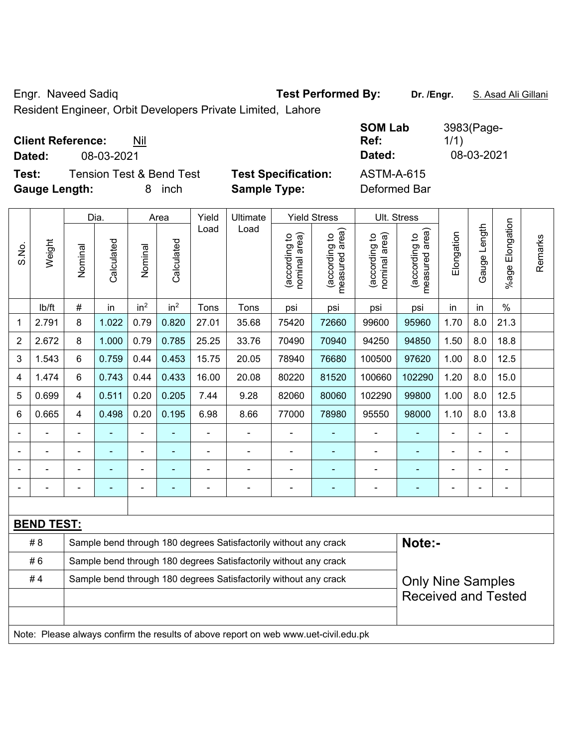Engr. Naveed Sadiq

Resident Engineer, Orbit Developers Private Limited, Lahore

**Test Performed By:** **Dr. /Engr.** S. Asad Ali Gillani

**Client Reference:** Nil

**Dated:** 08-03-2021

**SOM Lab Ref:** 3983(Page-1/1)

**Dated:** 08-03-2021

**Test:** Tension Test & Bend Test

**Test Specification:** ASTM-A-615

**Gauge Length:** 8 inch

**Sample Type:** Deformed Bar

| S.No. | Weight | Dia. | | Area | | Yield Load | Ultimate Load | Yield Stress | | Ult. Stress | | Elongation | Gauge Length | %age Elongation | Remarks |
|---|---|---|---|---|---|---|---|---|---|---|---|---|---|---|---|
| | | Nominal | Calculated | Nominal | Calculated | | | (according to nominal area) | (according to measured area) | (according to nominal area) | (according to measured area) | | | | |
| | lb/ft | # | in | in$^2$ | in$^2$ | Tons | Tons | psi | psi | psi | psi | in | in | % | |
| 1 | 2.791 | 8 | 1.022 | 0.79 | 0.820 | 27.01 | 35.68 | 75420 | 72660 | 99600 | 95960 | 1.70 | 8.0 | 21.3 | |
| 2 | 2.672 | 8 | 1.000 | 0.79 | 0.785 | 25.25 | 33.76 | 70490 | 70940 | 94250 | 94850 | 1.50 | 8.0 | 18.8 | |
| 3 | 1.543 | 6 | 0.759 | 0.44 | 0.453 | 15.75 | 20.05 | 78940 | 76680 | 100500 | 97620 | 1.00 | 8.0 | 12.5 | |
| 4 | 1.474 | 6 | 0.743 | 0.44 | 0.433 | 16.00 | 20.08 | 80220 | 81520 | 100660 | 102290 | 1.20 | 8.0 | 15.0 | |
| 5 | 0.699 | 4 | 0.511 | 0.20 | 0.205 | 7.44 | 9.28 | 82060 | 80060 | 102290 | 99800 | 1.00 | 8.0 | 12.5 | |
| 6 | 0.665 | 4 | 0.498 | 0.20 | 0.195 | 6.98 | 8.66 | 77000 | 78980 | 95550 | 98000 | 1.10 | 8.0 | 13.8 | |
| - | - | - | - | - | - | - | - | - | - | - | - | - | - | - | |
| - | - | - | - | - | - | - | - | - | - | - | - | - | - | - | |
| - | - | - | - | - | - | - | - | - | - | - | - | - | - | - | |
| - | - | - | - | - | - | - | - | - | - | - | - | - | - | - | |

**BEND TEST:**

| | | |
|---|---|---|
| # 8 | Sample bend through 180 degrees Satisfactorily without any crack | **Note:-** |
| # 6 | Sample bend through 180 degrees Satisfactorily without any crack | |
| # 4 | Sample bend through 180 degrees Satisfactorily without any crack | Only Nine Samples Received and Tested |

Note: Please always confirm the results of above report on web www.uet-civil.edu.pk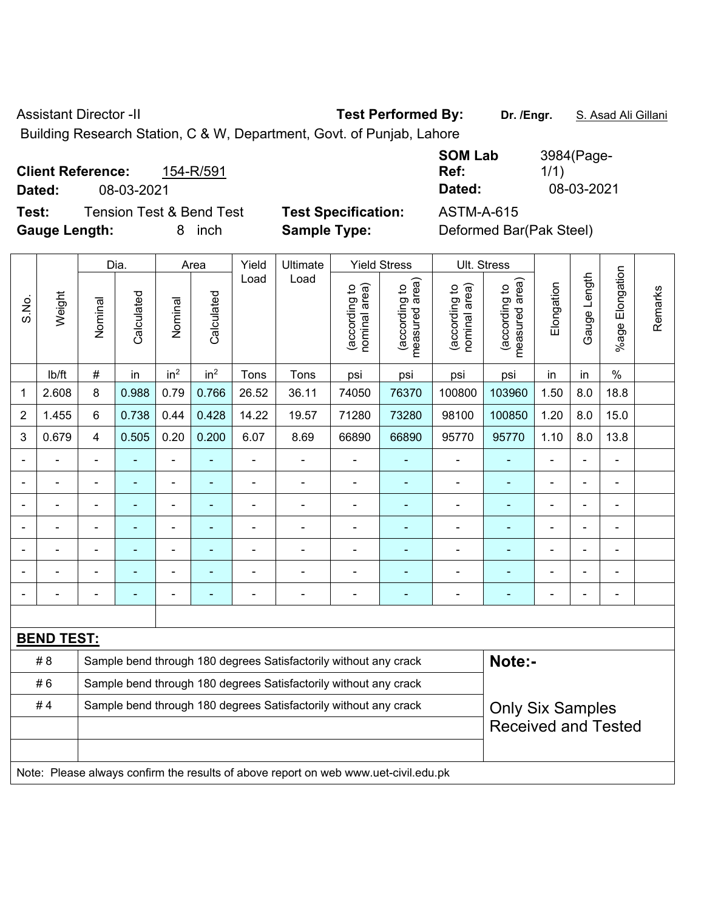Assistant Director -II

Building Research Station, C & W, Department, Govt. of Punjab, Lahore

**Test Performed By:** **Dr. /Engr.** S. Asad Ali Gillani

**Client Reference:** 154-R/591

**Dated:** 08-03-2021

**SOM Lab Ref:** 3984(Page-1/1)

**Dated:** 08-03-2021

**Test:** Tension Test & Bend Test

**Test Specification:** ASTM-A-615

**Gauge Length:** 8 inch

**Sample Type:** Deformed Bar(Pak Steel)

| S.No. | Weight | Dia. | | Area | | Yield Load | Ultimate Load | Yield Stress | | Ult. Stress | | Elongation | Gauge Length | %age Elongation | Remarks |
|---|---|---|---|---|---|---|---|---|---|---|---|---|---|---|---|
| | | Nominal | Calculated | Nominal | Calculated | | | (according to nominal area) | (according to measured area) | (according to nominal area) | (according to measured area) | | | | |
| | lb/ft | # | in | $in^2$ | $in^2$ | Tons | Tons | psi | psi | psi | psi | in | in | % | |
| 1 | 2.608 | 8 | 0.988 | 0.79 | 0.766 | 26.52 | 36.11 | 74050 | 76370 | 100800 | 103960 | 1.50 | 8.0 | 18.8 | |
| 2 | 1.455 | 6 | 0.738 | 0.44 | 0.428 | 14.22 | 19.57 | 71280 | 73280 | 98100 | 100850 | 1.20 | 8.0 | 15.0 | |
| 3 | 0.679 | 4 | 0.505 | 0.20 | 0.200 | 6.07 | 8.69 | 66890 | 66890 | 95770 | 95770 | 1.10 | 8.0 | 13.8 | |
| - | - | - | - | - | - | - | - | - | - | - | - | - | - | - | |
| - | - | - | - | - | - | - | - | - | - | - | - | - | - | - | |
| - | - | - | - | - | - | - | - | - | - | - | - | - | - | - | |
| - | - | - | - | - | - | - | - | - | - | - | - | - | - | - | |
| - | - | - | - | - | - | - | - | - | - | - | - | - | - | - | |
| - | - | - | - | - | - | - | - | - | - | - | - | - | - | - | |
| - | - | - | - | - | - | - | - | - | - | - | - | - | - | - | |

**BEND TEST:**

| | |
|---|---|
| # 8 | Sample bend through 180 degrees Satisfactorily without any crack |
| # 6 | Sample bend through 180 degrees Satisfactorily without any crack |
| # 4 | Sample bend through 180 degrees Satisfactorily without any crack |

**Note:-**

Only Six Samples Received and Tested

Note: Please always confirm the results of above report on web www.uet-civil.edu.pk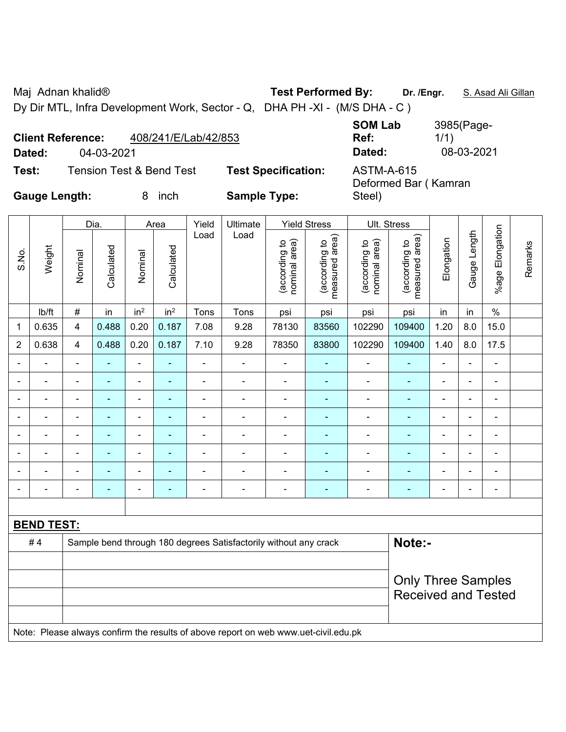Maj Adnan khalid® **Test Performed By:** **Dr. /Engr.** S. Asad Ali Gillan

Dy Dir MTL, Infra Development Work, Sector - Q, DHA PH -XI - (M/S DHA - C )

**Client Reference:** 408/241/E/Lab/42/853 **SOM Lab Ref:** 3985(Page-1/1)

**Dated:** 04-03-2021 **Dated:** 08-03-2021

**Test:** Tension Test & Bend Test **Test Specification:** ASTM-A-615

**Gauge Length:** 8 inch **Sample Type:** Deformed Bar ( Kamran Steel)

| S.No. | Weight | Dia. | | Area | | Yield Load | Ultimate Load | Yield Stress | | Ult. Stress | | Elongation | Gauge Length | %age Elongation | Remarks |
|---|---|---|---|---|---|---|---|---|---|---|---|---|---|---|---|
| | | Nominal | Calculated | Nominal | Calculated | | | (according to nominal area) | (according to measured area) | (according to nominal area) | (according to measured area) | | | | |
| | lb/ft | # | in | in$^2$ | in$^2$ | Tons | Tons | psi | psi | psi | psi | in | in | % | |
| 1 | 0.635 | 4 | 0.488 | 0.20 | 0.187 | 7.08 | 9.28 | 78130 | 83560 | 102290 | 109400 | 1.20 | 8.0 | 15.0 | |
| 2 | 0.638 | 4 | 0.488 | 0.20 | 0.187 | 7.10 | 9.28 | 78350 | 83800 | 102290 | 109400 | 1.40 | 8.0 | 17.5 | |
| - | - | - | - | - | - | - | - | - | - | - | - | - | - | - | |
| - | - | - | - | - | - | - | - | - | - | - | - | - | - | - | |
| - | - | - | - | - | - | - | - | - | - | - | - | - | - | - | |
| - | - | - | - | - | - | - | - | - | - | - | - | - | - | - | |
| - | - | - | - | - | - | - | - | - | - | - | - | - | - | - | |
| - | - | - | - | - | - | - | - | - | - | - | - | - | - | - | |
| - | - | - | - | - | - | - | - | - | - | - | - | - | - | - | |
| - | - | - | - | - | - | - | - | - | - | - | - | - | - | - | |

**BEND TEST:**

| # 4 | Sample bend through 180 degrees Satisfactorily without any crack | **Note:-** |
|---|---|---|
| | | Only Three Samples Received and Tested |

Note: Please always confirm the results of above report on web www.uet-civil.edu.pk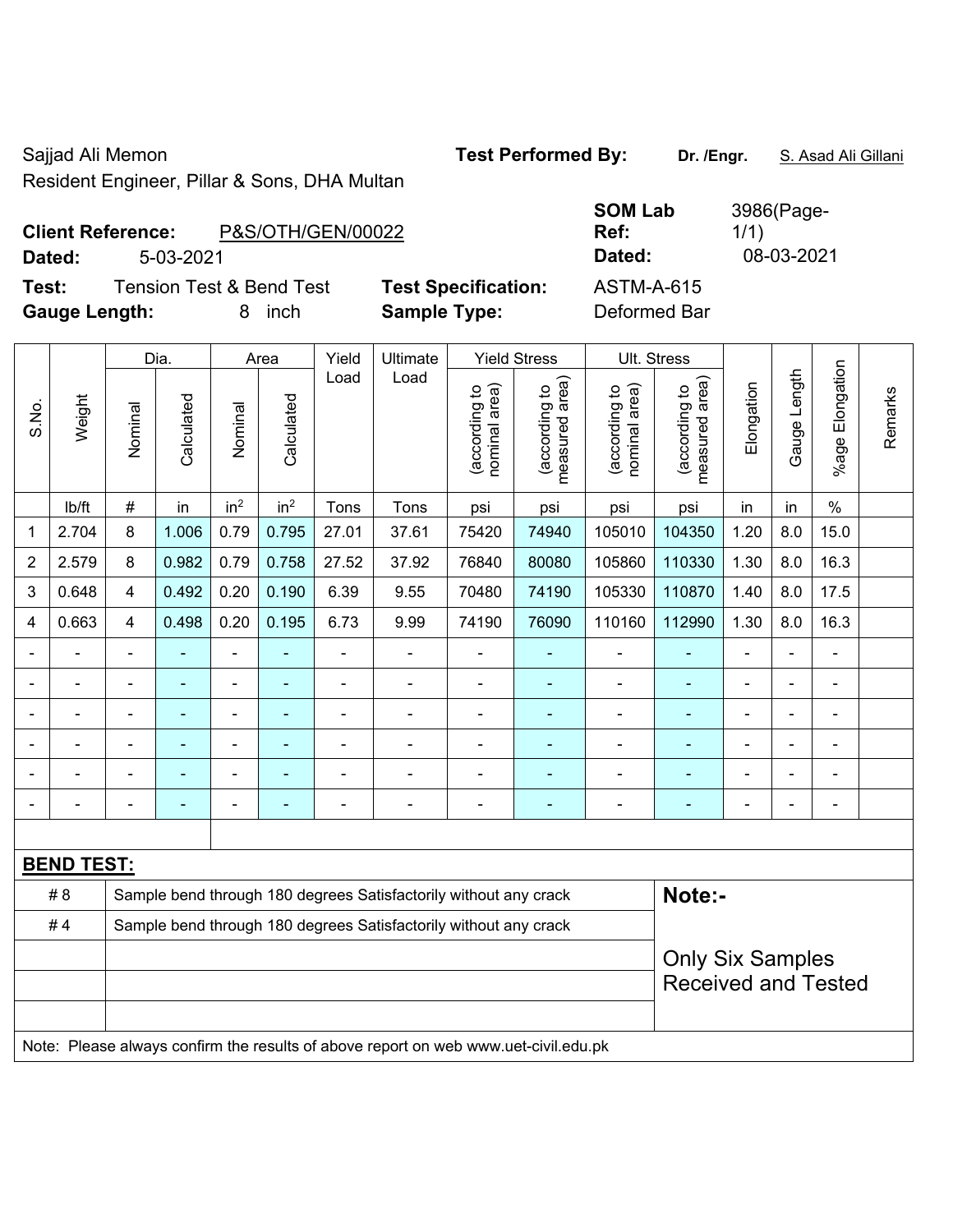Sajjad Ali Memon

Resident Engineer, Pillar & Sons, DHA Multan

**Test Performed By:** **Dr. /Engr.** S. Asad Ali Gillani

**Client Reference:** P&S/OTH/GEN/00022

**Dated:** 5-03-2021

**SOM Lab Ref:** 3986(Page-1/1)

**Dated:** 08-03-2021

**Test:** Tension Test & Bend Test

**Gauge Length:** 8 inch

**Test Specification:** ASTM-A-615

**Sample Type:** Deformed Bar

| S.No. | Weight | Dia. | | Area | | Yield Load | Ultimate Load | Yield Stress | | Ult. Stress | | Elongation | Gauge Length | %age Elongation | Remarks |
|---|---|---|---|---|---|---|---|---|---|---|---|---|---|---|---|
| | | Nominal | Calculated | Nominal | Calculated | | | (according to nominal area) | (according to measured area) | (according to nominal area) | (according to measured area) | | | | |
| | lb/ft | # | in | $in^2$ | $in^2$ | Tons | Tons | psi | psi | psi | psi | in | in | % | |
| 1 | 2.704 | 8 | 1.006 | 0.79 | 0.795 | 27.01 | 37.61 | 75420 | 74940 | 105010 | 104350 | 1.20 | 8.0 | 15.0 | |
| 2 | 2.579 | 8 | 0.982 | 0.79 | 0.758 | 27.52 | 37.92 | 76840 | 80080 | 105860 | 110330 | 1.30 | 8.0 | 16.3 | |
| 3 | 0.648 | 4 | 0.492 | 0.20 | 0.190 | 6.39 | 9.55 | 70480 | 74190 | 105330 | 110870 | 1.40 | 8.0 | 17.5 | |
| 4 | 0.663 | 4 | 0.498 | 0.20 | 0.195 | 6.73 | 9.99 | 74190 | 76090 | 110160 | 112990 | 1.30 | 8.0 | 16.3 | |
| - | - | - | - | - | - | - | - | - | - | - | - | - | - | - | |
| - | - | - | - | - | - | - | - | - | - | - | - | - | - | - | |
| - | - | - | - | - | - | - | - | - | - | - | - | - | - | - | |
| - | - | - | - | - | - | - | - | - | - | - | - | - | - | - | |
| - | - | - | - | - | - | - | - | - | - | - | - | - | - | - | |
| - | - | - | - | - | - | - | - | - | - | - | - | - | - | - | |

**BEND TEST:**

| | | |
|---|---|---|
| # 8 | Sample bend through 180 degrees Satisfactorily without any crack | **Note:-** |
| # 4 | Sample bend through 180 degrees Satisfactorily without any crack | |
| | | Only Six Samples Received and Tested |

Note: Please always confirm the results of above report on web www.uet-civil.edu.pk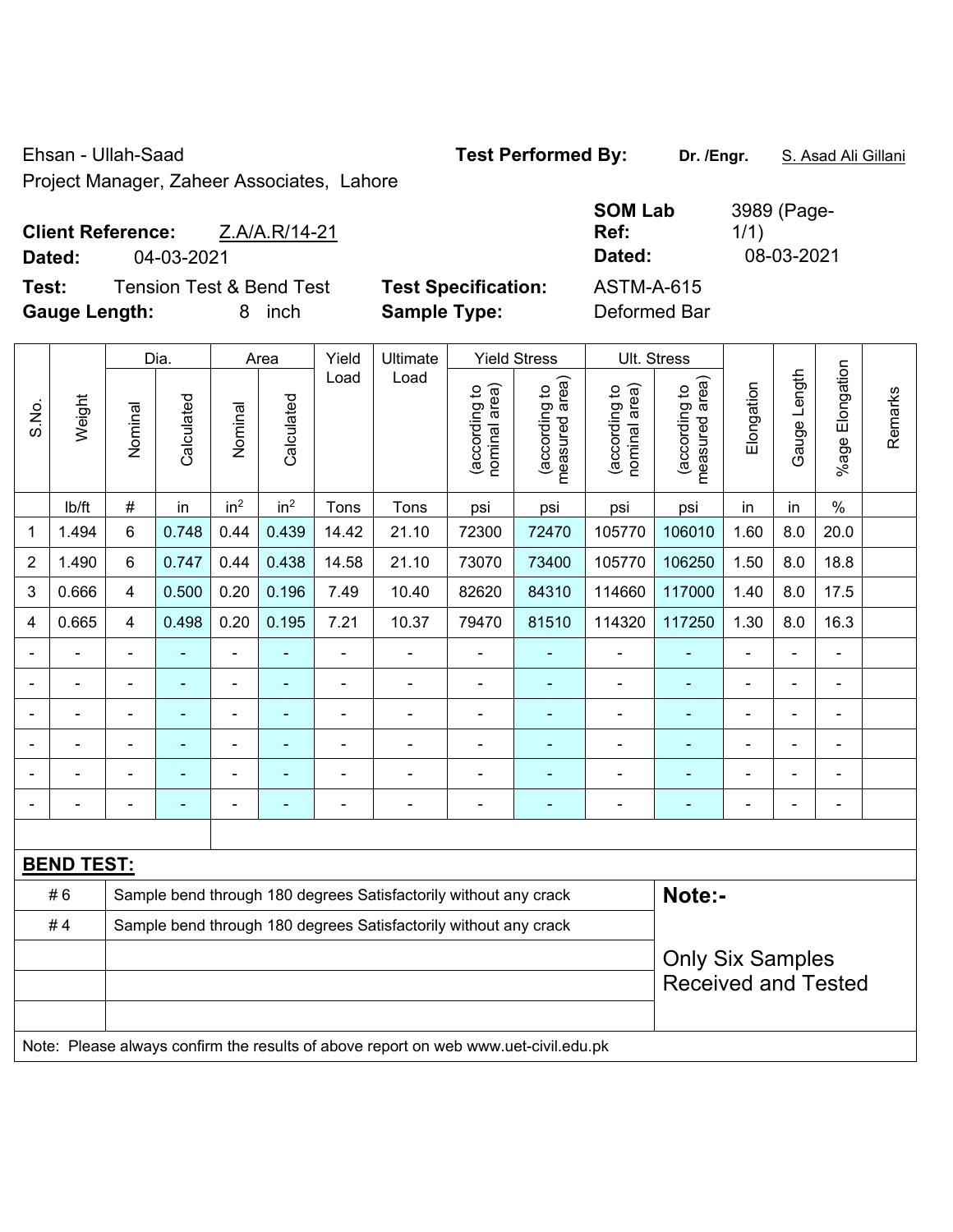Ehsan - Ullah-Saad

Project Manager, Zaheer Associates, Lahore

**Test Performed By:** **Dr. /Engr.** S. Asad Ali Gillani

**Client Reference:** Z.A/A.R/14-21

**Dated:** 04-03-2021

**SOM Lab Ref:** 3989 (Page-1/1)

**Dated:** 08-03-2021

**Test:** Tension Test & Bend Test

**Test Specification:** ASTM-A-615

**Gauge Length:** 8 inch

**Sample Type:** Deformed Bar

| S.No. | Weight | Dia. | | Area | | Yield Load | Ultimate Load | Yield Stress | | Ult. Stress | | Elongation | Gauge Length | %age Elongation | Remarks |
|---|---|---|---|---|---|---|---|---|---|---|---|---|---|---|---|
| | | Nominal | Calculated | Nominal | Calculated | | | (according to nominal area) | (according to measured area) | (according to nominal area) | (according to measured area) | | | | |
| | lb/ft | # | in | in$^2$ | in$^2$ | Tons | Tons | psi | psi | psi | psi | in | in | % | |
| 1 | 1.494 | 6 | 0.748 | 0.44 | 0.439 | 14.42 | 21.10 | 72300 | 72470 | 105770 | 106010 | 1.60 | 8.0 | 20.0 | |
| 2 | 1.490 | 6 | 0.747 | 0.44 | 0.438 | 14.58 | 21.10 | 73070 | 73400 | 105770 | 106250 | 1.50 | 8.0 | 18.8 | |
| 3 | 0.666 | 4 | 0.500 | 0.20 | 0.196 | 7.49 | 10.40 | 82620 | 84310 | 114660 | 117000 | 1.40 | 8.0 | 17.5 | |
| 4 | 0.665 | 4 | 0.498 | 0.20 | 0.195 | 7.21 | 10.37 | 79470 | 81510 | 114320 | 117250 | 1.30 | 8.0 | 16.3 | |
| - | - | - | - | - | - | - | - | - | - | - | - | - | - | - | |
| - | - | - | - | - | - | - | - | - | - | - | - | - | - | - | |
| - | - | - | - | - | - | - | - | - | - | - | - | - | - | - | |
| - | - | - | - | - | - | - | - | - | - | - | - | - | - | - | |
| - | - | - | - | - | - | - | - | - | - | - | - | - | - | - | |
| - | - | - | - | - | - | - | - | - | - | - | - | - | - | - | |

**BEND TEST:**

| | | |
|---|---|---|
| # 6 | Sample bend through 180 degrees Satisfactorily without any crack | **Note:-** |
| # 4 | Sample bend through 180 degrees Satisfactorily without any crack | Only Six Samples Received and Tested |

Note: Please always confirm the results of above report on web www.uet-civil.edu.pk